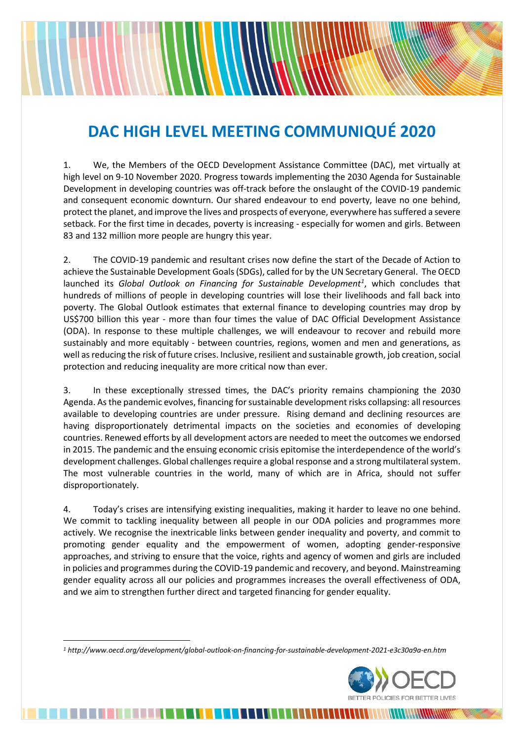# DAC HIGH LEVEL MEETING COMMUNIQUÉ 2020

1. We, the Members of the OECD Development Assistance Committee (DAC), met virtually at high level on 9-10 November 2020. Progress towards implementing the 2030 Agenda for Sustainable Development in developing countries was off-track before the onslaught of the COVID-19 pandemic and consequent economic downturn. Our shared endeavour to end poverty, leave no one behind, protect the planet, and improve the lives and prospects of everyone, everywhere has suffered a severe setback. For the first time in decades, poverty is increasing - especially for women and girls. Between 83 and 132 million more people are hungry this year.

2. The COVID-19 pandemic and resultant crises now define the start of the Decade of Action to achieve the Sustainable Development Goals (SDGs), called for by the UN Secretary General. The OECD launched its *Global Outlook on Financing for Sustainable Development*[1], which concludes that hundreds of millions of people in developing countries will lose their livelihoods and fall back into poverty. The Global Outlook estimates that external finance to developing countries may drop by US$700 billion this year - more than four times the value of DAC Official Development Assistance (ODA). In response to these multiple challenges, we will endeavour to recover and rebuild more sustainably and more equitably - between countries, regions, women and men and generations, as well as reducing the risk of future crises. Inclusive, resilient and sustainable growth, job creation, social protection and reducing inequality are more critical now than ever.

3. In these exceptionally stressed times, the DAC's priority remains championing the 2030 Agenda. As the pandemic evolves, financing for sustainable development risks collapsing: all resources available to developing countries are under pressure. Rising demand and declining resources are having disproportionately detrimental impacts on the societies and economies of developing countries. Renewed efforts by all development actors are needed to meet the outcomes we endorsed in 2015. The pandemic and the ensuing economic crisis epitomise the interdependence of the world's development challenges. Global challenges require a global response and a strong multilateral system. The most vulnerable countries in the world, many of which are in Africa, should not suffer disproportionately.

4. Today's crises are intensifying existing inequalities, making it harder to leave no one behind. We commit to tackling inequality between all people in our ODA policies and programmes more actively. We recognise the inextricable links between gender inequality and poverty, and commit to promoting gender equality and the empowerment of women, adopting gender-responsive approaches, and striving to ensure that the voice, rights and agency of women and girls are included in policies and programmes during the COVID-19 pandemic and recovery, and beyond. Mainstreaming gender equality across all our policies and programmes increases the overall effectiveness of ODA, and we aim to strengthen further direct and targeted financing for gender equality.

---

*[1] http://www.oecd.org/development/global-outlook-on-financing-for-sustainable-development-2021-e3c30a9a-en.htm*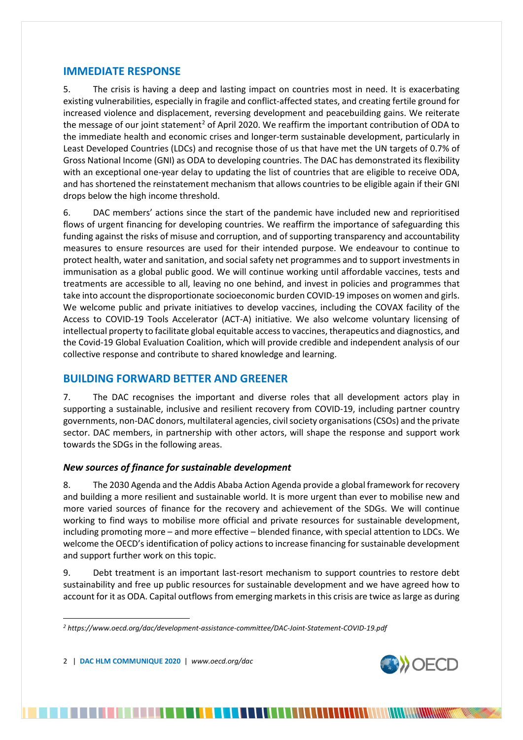## IMMEDIATE RESPONSE

5. The crisis is having a deep and lasting impact on countries most in need. It is exacerbating existing vulnerabilities, especially in fragile and conflict-affected states, and creating fertile ground for increased violence and displacement, reversing development and peacebuilding gains. We reiterate the message of our joint statement[2] of April 2020. We reaffirm the important contribution of ODA to the immediate health and economic crises and longer-term sustainable development, particularly in Least Developed Countries (LDCs) and recognise those of us that have met the UN targets of 0.7% of Gross National Income (GNI) as ODA to developing countries. The DAC has demonstrated its flexibility with an exceptional one-year delay to updating the list of countries that are eligible to receive ODA, and has shortened the reinstatement mechanism that allows countries to be eligible again if their GNI drops below the high income threshold.

6. DAC members' actions since the start of the pandemic have included new and reprioritised flows of urgent financing for developing countries. We reaffirm the importance of safeguarding this funding against the risks of misuse and corruption, and of supporting transparency and accountability measures to ensure resources are used for their intended purpose. We endeavour to continue to protect health, water and sanitation, and social safety net programmes and to support investments in immunisation as a global public good. We will continue working until affordable vaccines, tests and treatments are accessible to all, leaving no one behind, and invest in policies and programmes that take into account the disproportionate socioeconomic burden COVID-19 imposes on women and girls. We welcome public and private initiatives to develop vaccines, including the COVAX facility of the Access to COVID-19 Tools Accelerator (ACT-A) initiative. We also welcome voluntary licensing of intellectual property to facilitate global equitable access to vaccines, therapeutics and diagnostics, and the Covid-19 Global Evaluation Coalition, which will provide credible and independent analysis of our collective response and contribute to shared knowledge and learning.

## BUILDING FORWARD BETTER AND GREENER

7. The DAC recognises the important and diverse roles that all development actors play in supporting a sustainable, inclusive and resilient recovery from COVID-19, including partner country governments, non-DAC donors, multilateral agencies, civil society organisations (CSOs) and the private sector. DAC members, in partnership with other actors, will shape the response and support work towards the SDGs in the following areas.

### *New sources of finance for sustainable development*

8. The 2030 Agenda and the Addis Ababa Action Agenda provide a global framework for recovery and building a more resilient and sustainable world. It is more urgent than ever to mobilise new and more varied sources of finance for the recovery and achievement of the SDGs. We will continue working to find ways to mobilise more official and private resources for sustainable development, including promoting more – and more effective – blended finance, with special attention to LDCs. We welcome the OECD's identification of policy actions to increase financing for sustainable development and support further work on this topic.

9. Debt treatment is an important last-resort mechanism to support countries to restore debt sustainability and free up public resources for sustainable development and we have agreed how to account for it as ODA. Capital outflows from emerging markets in this crisis are twice as large as during

---

[2] *https://www.oecd.org/dac/development-assistance-committee/DAC-Joint-Statement-COVID-19.pdf*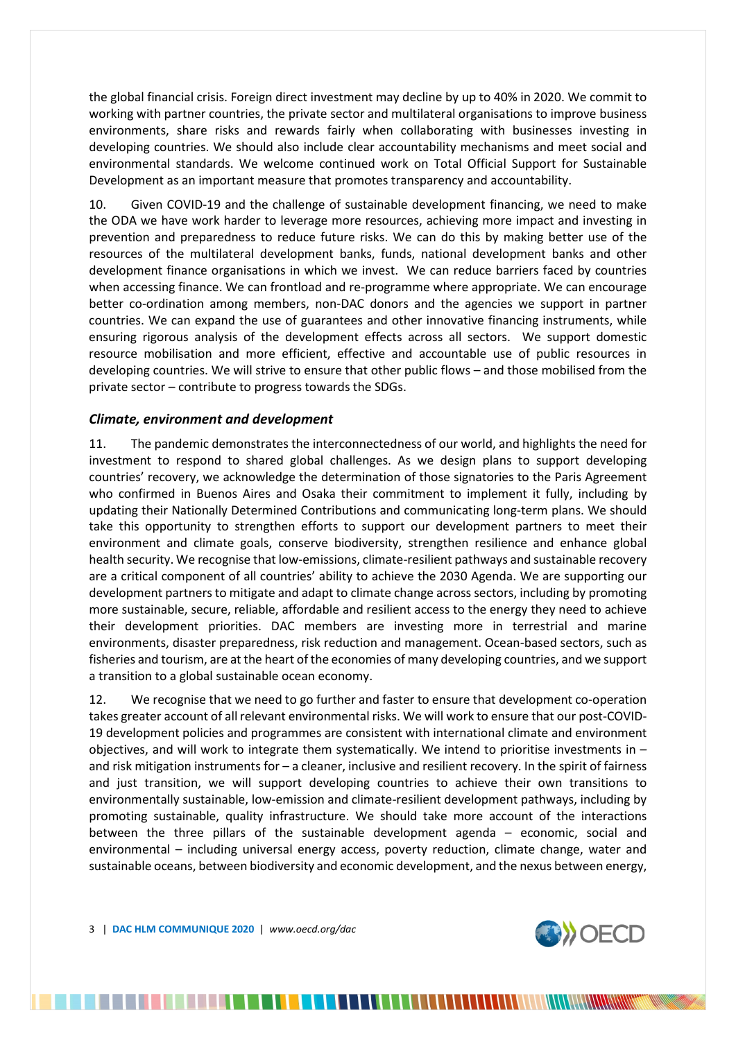the global financial crisis. Foreign direct investment may decline by up to 40% in 2020. We commit to working with partner countries, the private sector and multilateral organisations to improve business environments, share risks and rewards fairly when collaborating with businesses investing in developing countries. We should also include clear accountability mechanisms and meet social and environmental standards. We welcome continued work on Total Official Support for Sustainable Development as an important measure that promotes transparency and accountability.

10. Given COVID-19 and the challenge of sustainable development financing, we need to make the ODA we have work harder to leverage more resources, achieving more impact and investing in prevention and preparedness to reduce future risks. We can do this by making better use of the resources of the multilateral development banks, funds, national development banks and other development finance organisations in which we invest. We can reduce barriers faced by countries when accessing finance. We can frontload and re-programme where appropriate. We can encourage better co-ordination among members, non-DAC donors and the agencies we support in partner countries. We can expand the use of guarantees and other innovative financing instruments, while ensuring rigorous analysis of the development effects across all sectors. We support domestic resource mobilisation and more efficient, effective and accountable use of public resources in developing countries. We will strive to ensure that other public flows – and those mobilised from the private sector – contribute to progress towards the SDGs.

### *Climate, environment and development*

11. The pandemic demonstrates the interconnectedness of our world, and highlights the need for investment to respond to shared global challenges. As we design plans to support developing countries' recovery, we acknowledge the determination of those signatories to the Paris Agreement who confirmed in Buenos Aires and Osaka their commitment to implement it fully, including by updating their Nationally Determined Contributions and communicating long-term plans. We should take this opportunity to strengthen efforts to support our development partners to meet their environment and climate goals, conserve biodiversity, strengthen resilience and enhance global health security. We recognise that low-emissions, climate-resilient pathways and sustainable recovery are a critical component of all countries' ability to achieve the 2030 Agenda. We are supporting our development partners to mitigate and adapt to climate change across sectors, including by promoting more sustainable, secure, reliable, affordable and resilient access to the energy they need to achieve their development priorities. DAC members are investing more in terrestrial and marine environments, disaster preparedness, risk reduction and management. Ocean-based sectors, such as fisheries and tourism, are at the heart of the economies of many developing countries, and we support a transition to a global sustainable ocean economy.

12. We recognise that we need to go further and faster to ensure that development co-operation takes greater account of all relevant environmental risks. We will work to ensure that our post-COVID-19 development policies and programmes are consistent with international climate and environment objectives, and will work to integrate them systematically. We intend to prioritise investments in – and risk mitigation instruments for – a cleaner, inclusive and resilient recovery. In the spirit of fairness and just transition, we will support developing countries to achieve their own transitions to environmentally sustainable, low-emission and climate-resilient development pathways, including by promoting sustainable, quality infrastructure. We should take more account of the interactions between the three pillars of the sustainable development agenda – economic, social and environmental – including universal energy access, poverty reduction, climate change, water and sustainable oceans, between biodiversity and economic development, and the nexus between energy,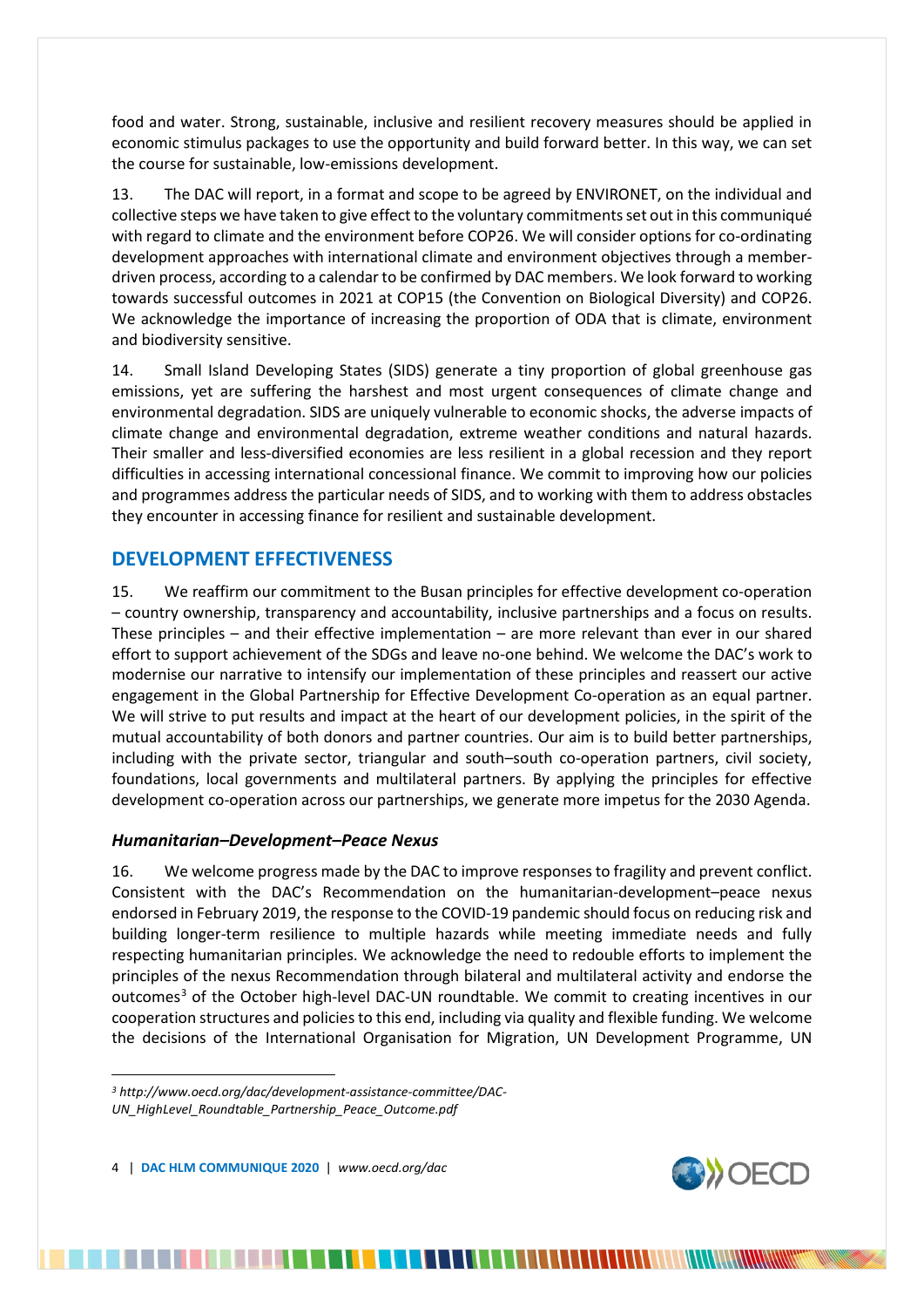food and water. Strong, sustainable, inclusive and resilient recovery measures should be applied in economic stimulus packages to use the opportunity and build forward better. In this way, we can set the course for sustainable, low-emissions development.

13. The DAC will report, in a format and scope to be agreed by ENVIRONET, on the individual and collective steps we have taken to give effect to the voluntary commitments set out in this communiqué with regard to climate and the environment before COP26. We will consider options for co-ordinating development approaches with international climate and environment objectives through a member-driven process, according to a calendar to be confirmed by DAC members. We look forward to working towards successful outcomes in 2021 at COP15 (the Convention on Biological Diversity) and COP26. We acknowledge the importance of increasing the proportion of ODA that is climate, environment and biodiversity sensitive.

14. Small Island Developing States (SIDS) generate a tiny proportion of global greenhouse gas emissions, yet are suffering the harshest and most urgent consequences of climate change and environmental degradation. SIDS are uniquely vulnerable to economic shocks, the adverse impacts of climate change and environmental degradation, extreme weather conditions and natural hazards. Their smaller and less-diversified economies are less resilient in a global recession and they report difficulties in accessing international concessional finance. We commit to improving how our policies and programmes address the particular needs of SIDS, and to working with them to address obstacles they encounter in accessing finance for resilient and sustainable development.

## DEVELOPMENT EFFECTIVENESS

15. We reaffirm our commitment to the Busan principles for effective development co-operation – country ownership, transparency and accountability, inclusive partnerships and a focus on results. These principles – and their effective implementation – are more relevant than ever in our shared effort to support achievement of the SDGs and leave no-one behind. We welcome the DAC's work to modernise our narrative to intensify our implementation of these principles and reassert our active engagement in the Global Partnership for Effective Development Co-operation as an equal partner. We will strive to put results and impact at the heart of our development policies, in the spirit of the mutual accountability of both donors and partner countries. Our aim is to build better partnerships, including with the private sector, triangular and south–south co-operation partners, civil society, foundations, local governments and multilateral partners. By applying the principles for effective development co-operation across our partnerships, we generate more impetus for the 2030 Agenda.

### *Humanitarian–Development–Peace Nexus*

16. We welcome progress made by the DAC to improve responses to fragility and prevent conflict. Consistent with the DAC's Recommendation on the humanitarian-development–peace nexus endorsed in February 2019, the response to the COVID-19 pandemic should focus on reducing risk and building longer-term resilience to multiple hazards while meeting immediate needs and fully respecting humanitarian principles. We acknowledge the need to redouble efforts to implement the principles of the nexus Recommendation through bilateral and multilateral activity and endorse the outcomes[3] of the October high-level DAC-UN roundtable. We commit to creating incentives in our cooperation structures and policies to this end, including via quality and flexible funding. We welcome the decisions of the International Organisation for Migration, UN Development Programme, UN

---

[3] *http://www.oecd.org/dac/development-assistance-committee/DAC-UN_HighLevel_Roundtable_Partnership_Peace_Outcome.pdf*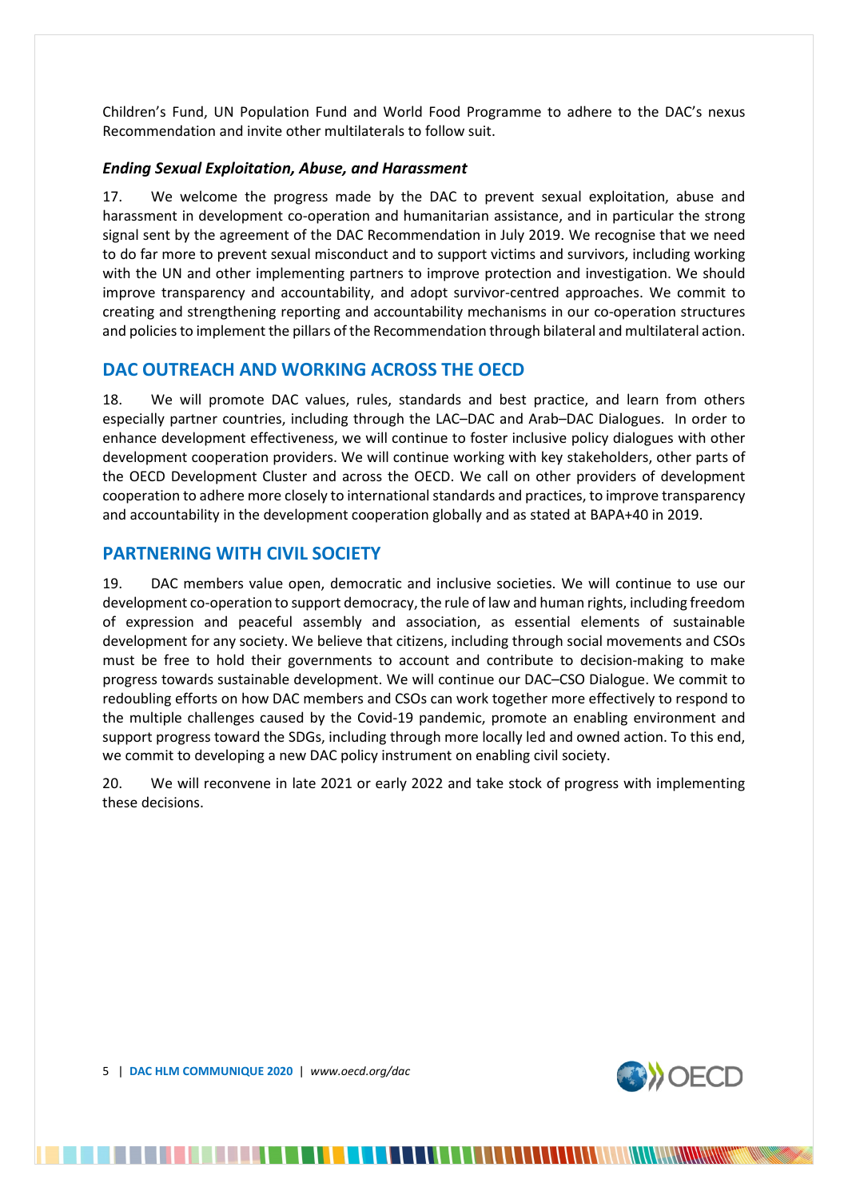Children's Fund, UN Population Fund and World Food Programme to adhere to the DAC's nexus Recommendation and invite other multilaterals to follow suit.

### *Ending Sexual Exploitation, Abuse, and Harassment*

17. We welcome the progress made by the DAC to prevent sexual exploitation, abuse and harassment in development co-operation and humanitarian assistance, and in particular the strong signal sent by the agreement of the DAC Recommendation in July 2019. We recognise that we need to do far more to prevent sexual misconduct and to support victims and survivors, including working with the UN and other implementing partners to improve protection and investigation. We should improve transparency and accountability, and adopt survivor-centred approaches. We commit to creating and strengthening reporting and accountability mechanisms in our co-operation structures and policies to implement the pillars of the Recommendation through bilateral and multilateral action.

## DAC OUTREACH AND WORKING ACROSS THE OECD

18. We will promote DAC values, rules, standards and best practice, and learn from others especially partner countries, including through the LAC–DAC and Arab–DAC Dialogues. In order to enhance development effectiveness, we will continue to foster inclusive policy dialogues with other development cooperation providers. We will continue working with key stakeholders, other parts of the OECD Development Cluster and across the OECD. We call on other providers of development cooperation to adhere more closely to international standards and practices, to improve transparency and accountability in the development cooperation globally and as stated at BAPA+40 in 2019.

## PARTNERING WITH CIVIL SOCIETY

19. DAC members value open, democratic and inclusive societies. We will continue to use our development co-operation to support democracy, the rule of law and human rights, including freedom of expression and peaceful assembly and association, as essential elements of sustainable development for any society. We believe that citizens, including through social movements and CSOs must be free to hold their governments to account and contribute to decision-making to make progress towards sustainable development. We will continue our DAC–CSO Dialogue. We commit to redoubling efforts on how DAC members and CSOs can work together more effectively to respond to the multiple challenges caused by the Covid-19 pandemic, promote an enabling environment and support progress toward the SDGs, including through more locally led and owned action. To this end, we commit to developing a new DAC policy instrument on enabling civil society.

20. We will reconvene in late 2021 or early 2022 and take stock of progress with implementing these decisions.